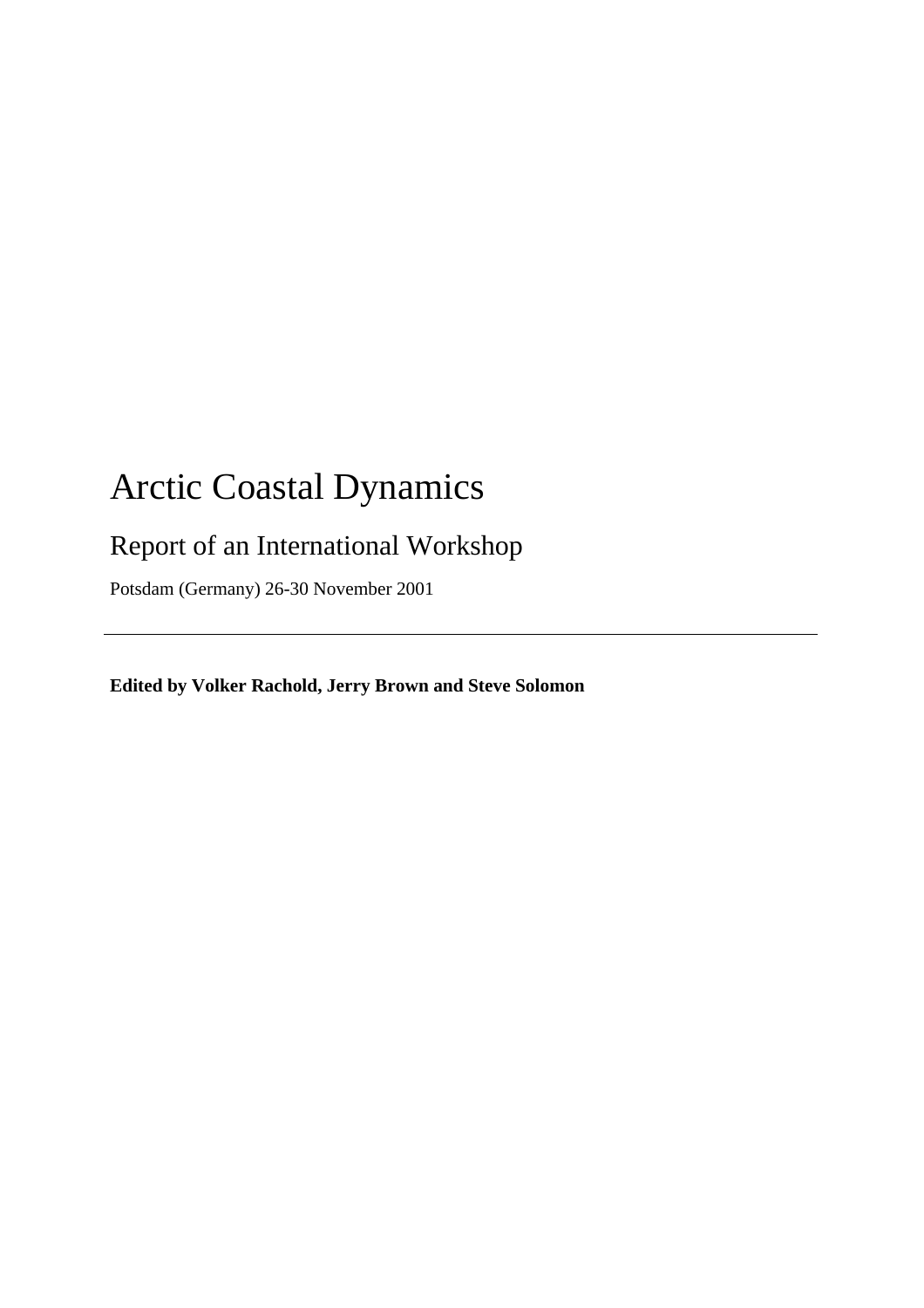# Arctic Coastal Dynamics

## Report of an International Workshop

Potsdam (Germany) 26-30 November 2001

---

**Edited by Volker Rachold, Jerry Brown and Steve Solomon**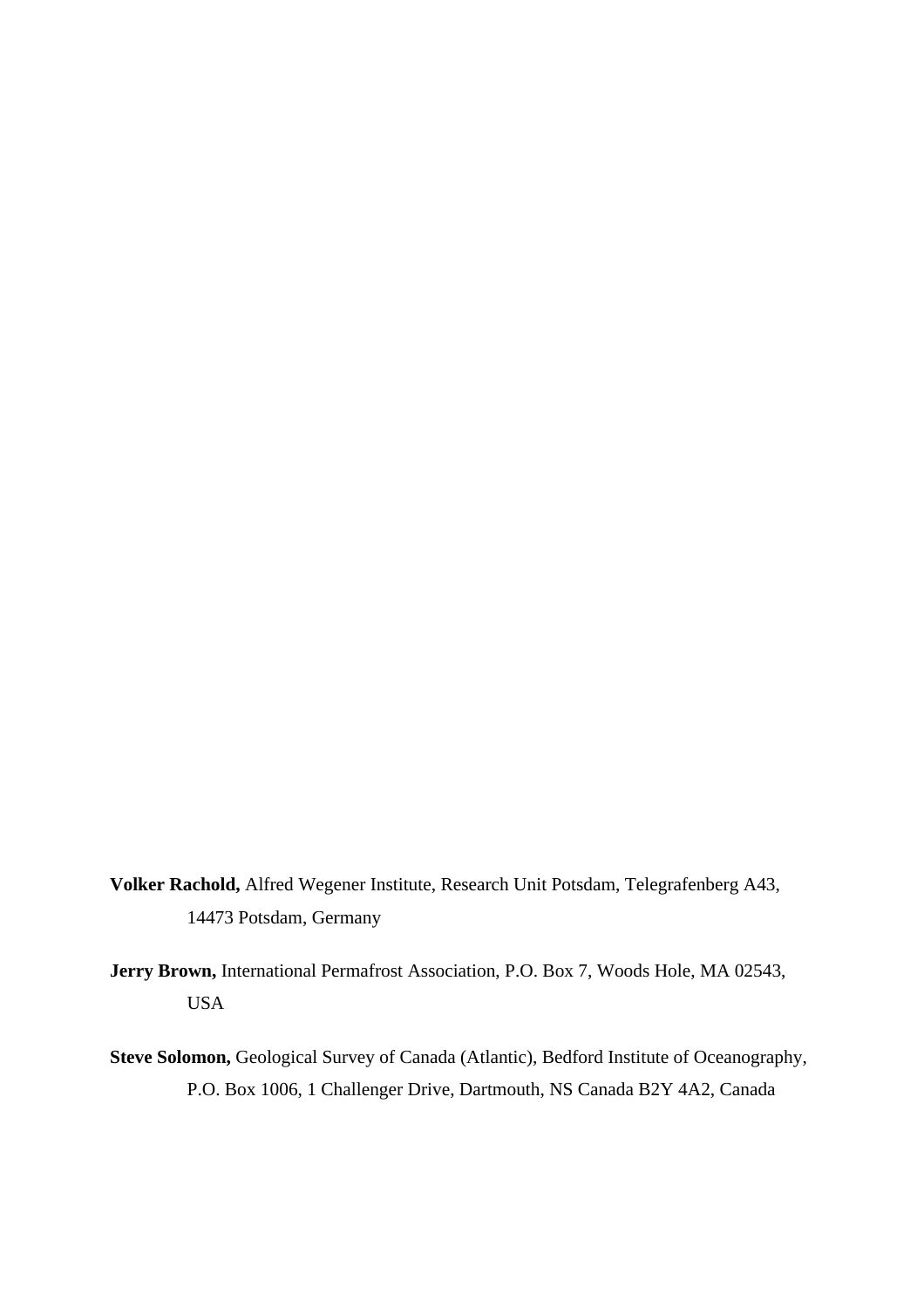**Volker Rachold,** Alfred Wegener Institute, Research Unit Potsdam, Telegrafenberg A43, 14473 Potsdam, Germany

**Jerry Brown,** International Permafrost Association, P.O. Box 7, Woods Hole, MA 02543, USA

**Steve Solomon,** Geological Survey of Canada (Atlantic), Bedford Institute of Oceanography, P.O. Box 1006, 1 Challenger Drive, Dartmouth, NS Canada B2Y 4A2, Canada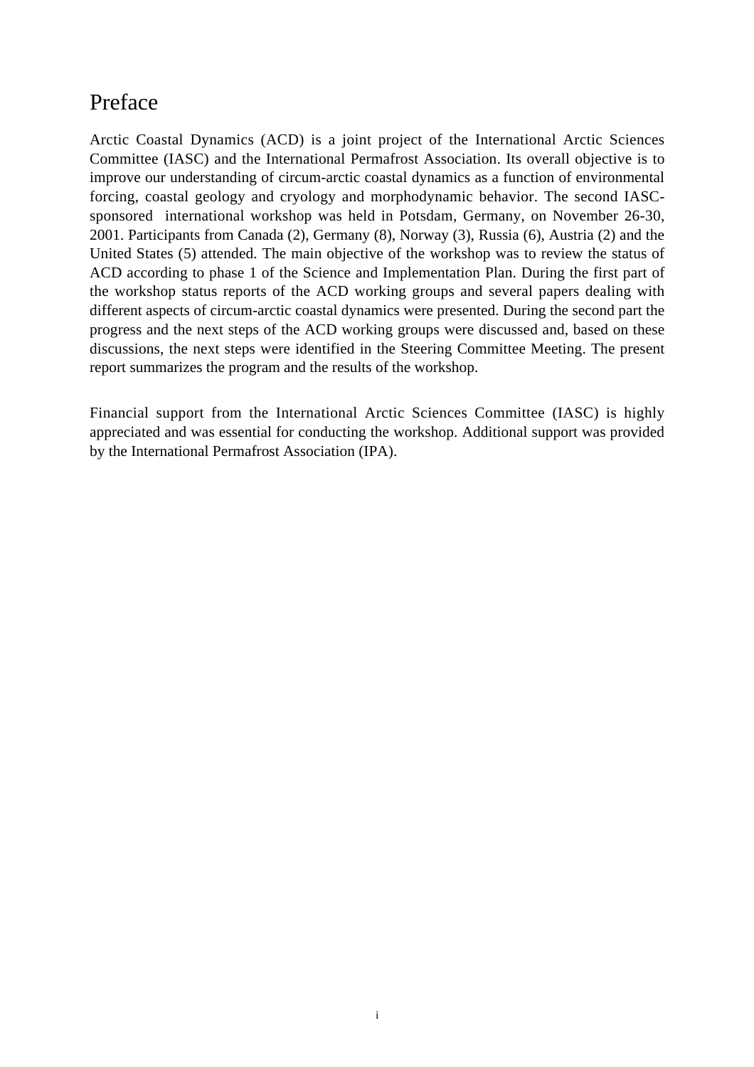# Preface

Arctic Coastal Dynamics (ACD) is a joint project of the International Arctic Sciences Committee (IASC) and the International Permafrost Association. Its overall objective is to improve our understanding of circum-arctic coastal dynamics as a function of environmental forcing, coastal geology and cryology and morphodynamic behavior. The second IASC-sponsored international workshop was held in Potsdam, Germany, on November 26-30, 2001. Participants from Canada (2), Germany (8), Norway (3), Russia (6), Austria (2) and the United States (5) attended. The main objective of the workshop was to review the status of ACD according to phase 1 of the Science and Implementation Plan. During the first part of the workshop status reports of the ACD working groups and several papers dealing with different aspects of circum-arctic coastal dynamics were presented. During the second part the progress and the next steps of the ACD working groups were discussed and, based on these discussions, the next steps were identified in the Steering Committee Meeting. The present report summarizes the program and the results of the workshop.

Financial support from the International Arctic Sciences Committee (IASC) is highly appreciated and was essential for conducting the workshop. Additional support was provided by the International Permafrost Association (IPA).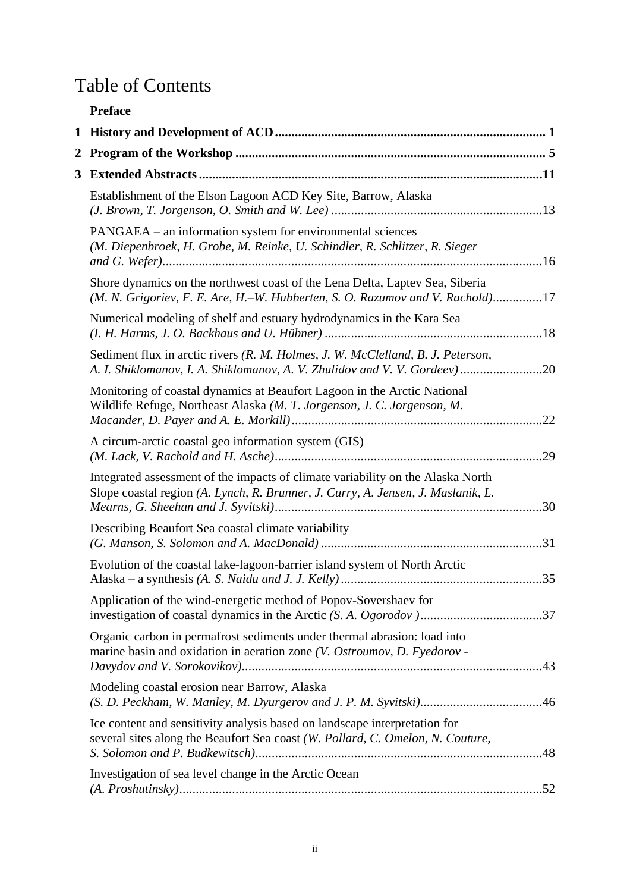# Table of Contents

**Preface**

**1 History and Development of ACD** ........................................ **1**

**2 Program of the Workshop** ........................................ **5**

**3 Extended Abstracts** ........................................ **11**

Establishment of the Elson Lagoon ACD Key Site, Barrow, Alaska *(J. Brown, T. Jorgenson, O. Smith and W. Lee)* ........................................ 13

PANGAEA – an information system for environmental sciences *(M. Diepenbroek, H. Grobe, M. Reinke, U. Schindler, R. Schlitzer, R. Sieger and G. Wefer)* ........................................ 16

Shore dynamics on the northwest coast of the Lena Delta, Laptev Sea, Siberia *(M. N. Grigoriev, F. E. Are, H.–W. Hubberten, S. O. Razumov and V. Rachold)* ........................................ 17

Numerical modeling of shelf and estuary hydrodynamics in the Kara Sea *(I. H. Harms, J. O. Backhaus and U. Hübner)* ........................................ 18

Sediment flux in arctic rivers *(R. M. Holmes, J. W. McClelland, B. J. Peterson, A. I. Shiklomanov, I. A. Shiklomanov, A. V. Zhulidov and V. V. Gordeev)* ........................................ 20

Monitoring of coastal dynamics at Beaufort Lagoon in the Arctic National Wildlife Refuge, Northeast Alaska *(M. T. Jorgenson, J. C. Jorgenson, M. Macander, D. Payer and A. E. Morkill)* ........................................ 22

A circum-arctic coastal geo information system (GIS) *(M. Lack, V. Rachold and H. Asche)* ........................................ 29

Integrated assessment of the impacts of climate variability on the Alaska North Slope coastal region *(A. Lynch, R. Brunner, J. Curry, A. Jensen, J. Maslanik, L. Mearns, G. Sheehan and J. Syvitski)* ........................................ 30

Describing Beaufort Sea coastal climate variability *(G. Manson, S. Solomon and A. MacDonald)* ........................................ 31

Evolution of the coastal lake-lagoon-barrier island system of North Arctic Alaska – a synthesis *(A. S. Naidu and J. J. Kelly)* ........................................ 35

Application of the wind-energetic method of Popov-Sovershaev for investigation of coastal dynamics in the Arctic *(S. A. Ogorodov )* ........................................ 37

Organic carbon in permafrost sediments under thermal abrasion: load into marine basin and oxidation in aeration zone *(V. Ostroumov, D. Fyedorov - Davydov and V. Sorokovikov)* ........................................ 43

Modeling coastal erosion near Barrow, Alaska *(S. D. Peckham, W. Manley, M. Dyurgerov and J. P. M. Syvitski)* ........................................ 46

Ice content and sensitivity analysis based on landscape interpretation for several sites along the Beaufort Sea coast *(W. Pollard, C. Omelon, N. Couture, S. Solomon and P. Budkewitsch)* ........................................ 48

Investigation of sea level change in the Arctic Ocean *(A. Proshutinsky)* ........................................ 52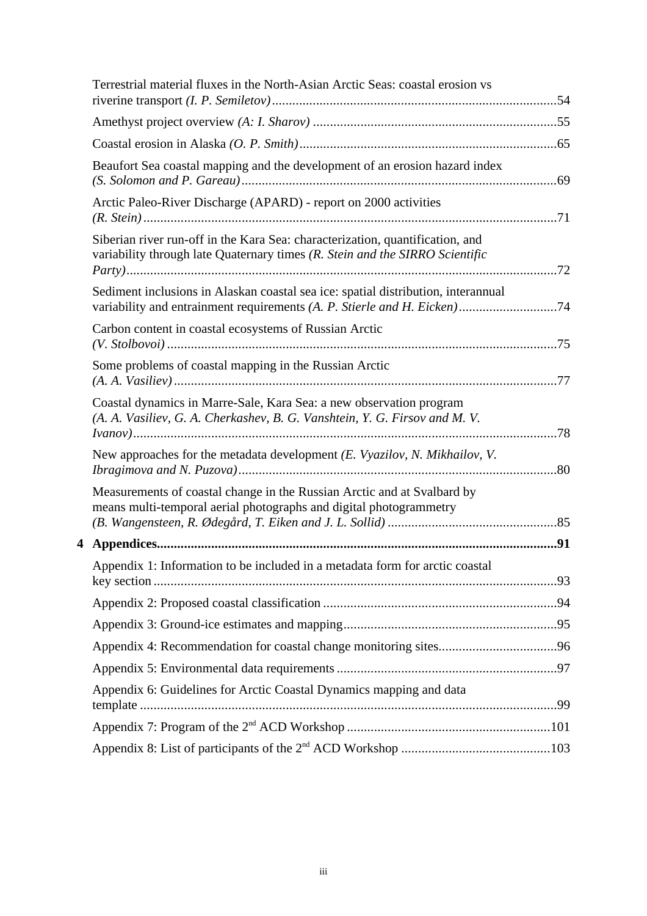Terrestrial material fluxes in the North-Asian Arctic Seas: coastal erosion vs riverine transport *(I. P. Semiletov)*....................................................................................54

Amethyst project overview *(A: I. Sharov)* ........................................................................55

Coastal erosion in Alaska *(O. P. Smith)*............................................................................65

Beaufort Sea coastal mapping and the development of an erosion hazard index *(S. Solomon and P. Gareau)*.............................................................................................69

Arctic Paleo-River Discharge (APARD) - report on 2000 activities *(R. Stein)*..........................................................................................................................71

Siberian river run-off in the Kara Sea: characterization, quantification, and variability through late Quaternary times *(R. Stein and the SIRRO Scientific Party)*...............................................................................................................................72

Sediment inclusions in Alaskan coastal sea ice: spatial distribution, interannual variability and entrainment requirements *(A. P. Stierle and H. Eicken)*.............................74

Carbon content in coastal ecosystems of Russian Arctic *(V. Stolbovoi)*...................................................................................................................75

Some problems of coastal mapping in the Russian Arctic *(A. A. Vasiliev)*.................................................................................................................77

Coastal dynamics in Marre-Sale, Kara Sea: a new observation program *(A. A. Vasiliev, G. A. Cherkashev, B. G. Vanshtein, Y. G. Firsov and M. V. Ivanov)*.............................................................................................................................78

New approaches for the metadata development *(E. Vyazilov, N. Mikhailov, V. Ibragimova and N. Puzova)*..............................................................................................80

Measurements of coastal change in the Russian Arctic and at Svalbard by means multi-temporal aerial photographs and digital photogrammetry *(B. Wangensteen, R. Ødegård, T. Eiken and J. L. Sollid)*..................................................85

**4 Appendices......................................................................................................................91**

Appendix 1: Information to be included in a metadata form for arctic coastal key section.......................................................................................................................93

Appendix 2: Proposed coastal classification.....................................................................94

Appendix 3: Ground-ice estimates and mapping...............................................................95

Appendix 4: Recommendation for coastal change monitoring sites...................................96

Appendix 5: Environmental data requirements.................................................................97

Appendix 6: Guidelines for Arctic Coastal Dynamics mapping and data template...........................................................................................................................99

Appendix 7: Program of the 2nd ACD Workshop ............................................................101

Appendix 8: List of participants of the 2nd ACD Workshop ............................................103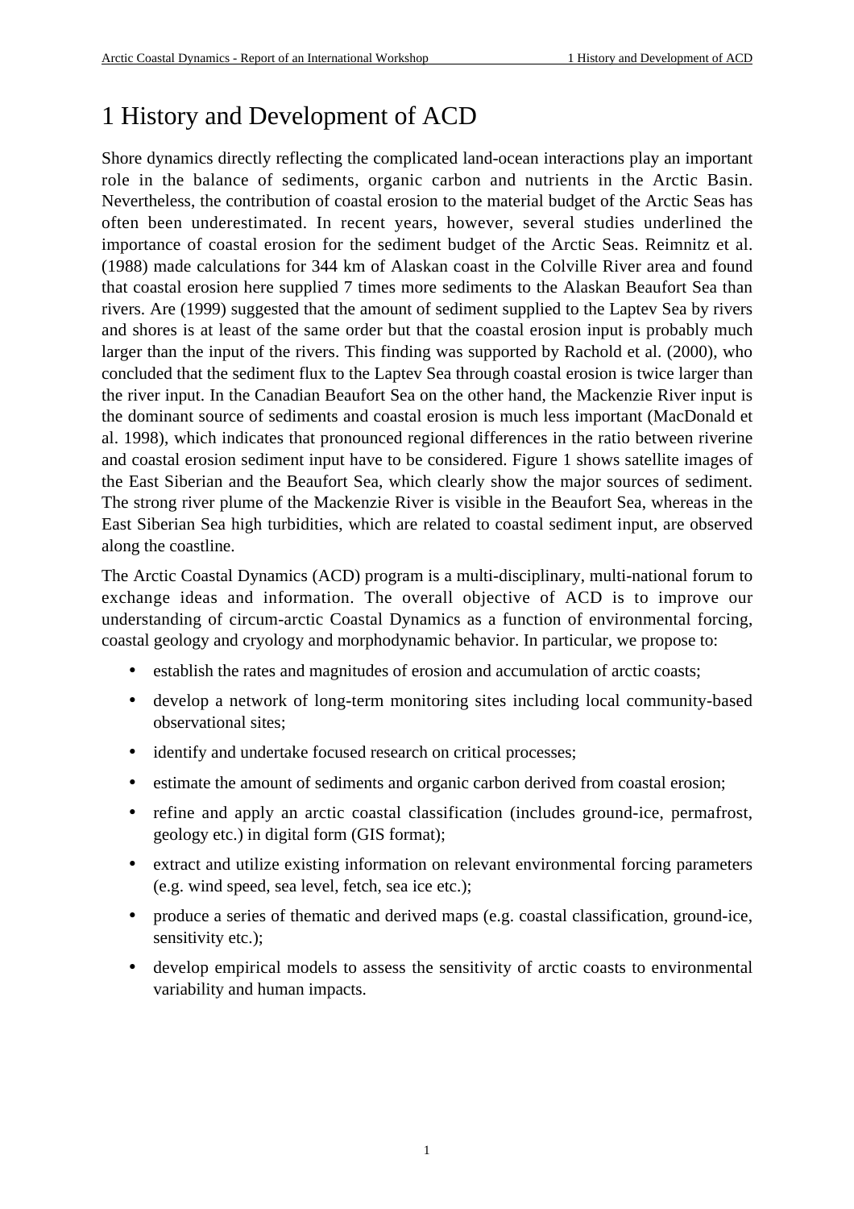# 1 History and Development of ACD

Shore dynamics directly reflecting the complicated land-ocean interactions play an important role in the balance of sediments, organic carbon and nutrients in the Arctic Basin. Nevertheless, the contribution of coastal erosion to the material budget of the Arctic Seas has often been underestimated. In recent years, however, several studies underlined the importance of coastal erosion for the sediment budget of the Arctic Seas. Reimnitz et al. (1988) made calculations for 344 km of Alaskan coast in the Colville River area and found that coastal erosion here supplied 7 times more sediments to the Alaskan Beaufort Sea than rivers. Are (1999) suggested that the amount of sediment supplied to the Laptev Sea by rivers and shores is at least of the same order but that the coastal erosion input is probably much larger than the input of the rivers. This finding was supported by Rachold et al. (2000), who concluded that the sediment flux to the Laptev Sea through coastal erosion is twice larger than the river input. In the Canadian Beaufort Sea on the other hand, the Mackenzie River input is the dominant source of sediments and coastal erosion is much less important (MacDonald et al. 1998), which indicates that pronounced regional differences in the ratio between riverine and coastal erosion sediment input have to be considered. Figure 1 shows satellite images of the East Siberian and the Beaufort Sea, which clearly show the major sources of sediment. The strong river plume of the Mackenzie River is visible in the Beaufort Sea, whereas in the East Siberian Sea high turbidities, which are related to coastal sediment input, are observed along the coastline.

The Arctic Coastal Dynamics (ACD) program is a multi-disciplinary, multi-national forum to exchange ideas and information. The overall objective of ACD is to improve our understanding of circum-arctic Coastal Dynamics as a function of environmental forcing, coastal geology and cryology and morphodynamic behavior. In particular, we propose to:

- establish the rates and magnitudes of erosion and accumulation of arctic coasts;
- develop a network of long-term monitoring sites including local community-based observational sites;
- identify and undertake focused research on critical processes;
- estimate the amount of sediments and organic carbon derived from coastal erosion;
- refine and apply an arctic coastal classification (includes ground-ice, permafrost, geology etc.) in digital form (GIS format);
- extract and utilize existing information on relevant environmental forcing parameters (e.g. wind speed, sea level, fetch, sea ice etc.);
- produce a series of thematic and derived maps (e.g. coastal classification, ground-ice, sensitivity etc.);
- develop empirical models to assess the sensitivity of arctic coasts to environmental variability and human impacts.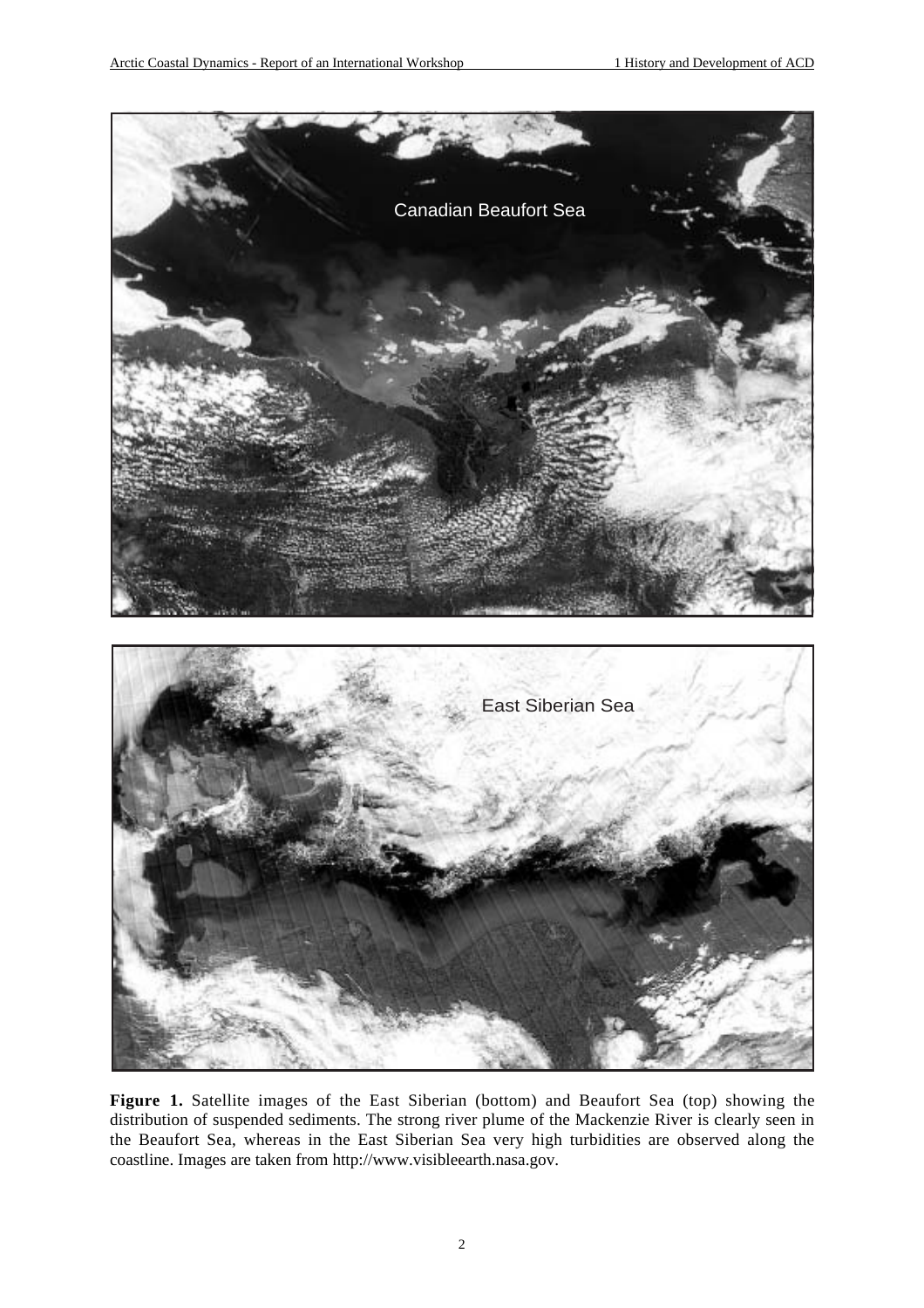**Figure 1.** Satellite images of the East Siberian (bottom) and Beaufort Sea (top) showing the distribution of suspended sediments. The strong river plume of the Mackenzie River is clearly seen in the Beaufort Sea, whereas in the East Siberian Sea very high turbidities are observed along the coastline. Images are taken from http://www.visibleearth.nasa.gov.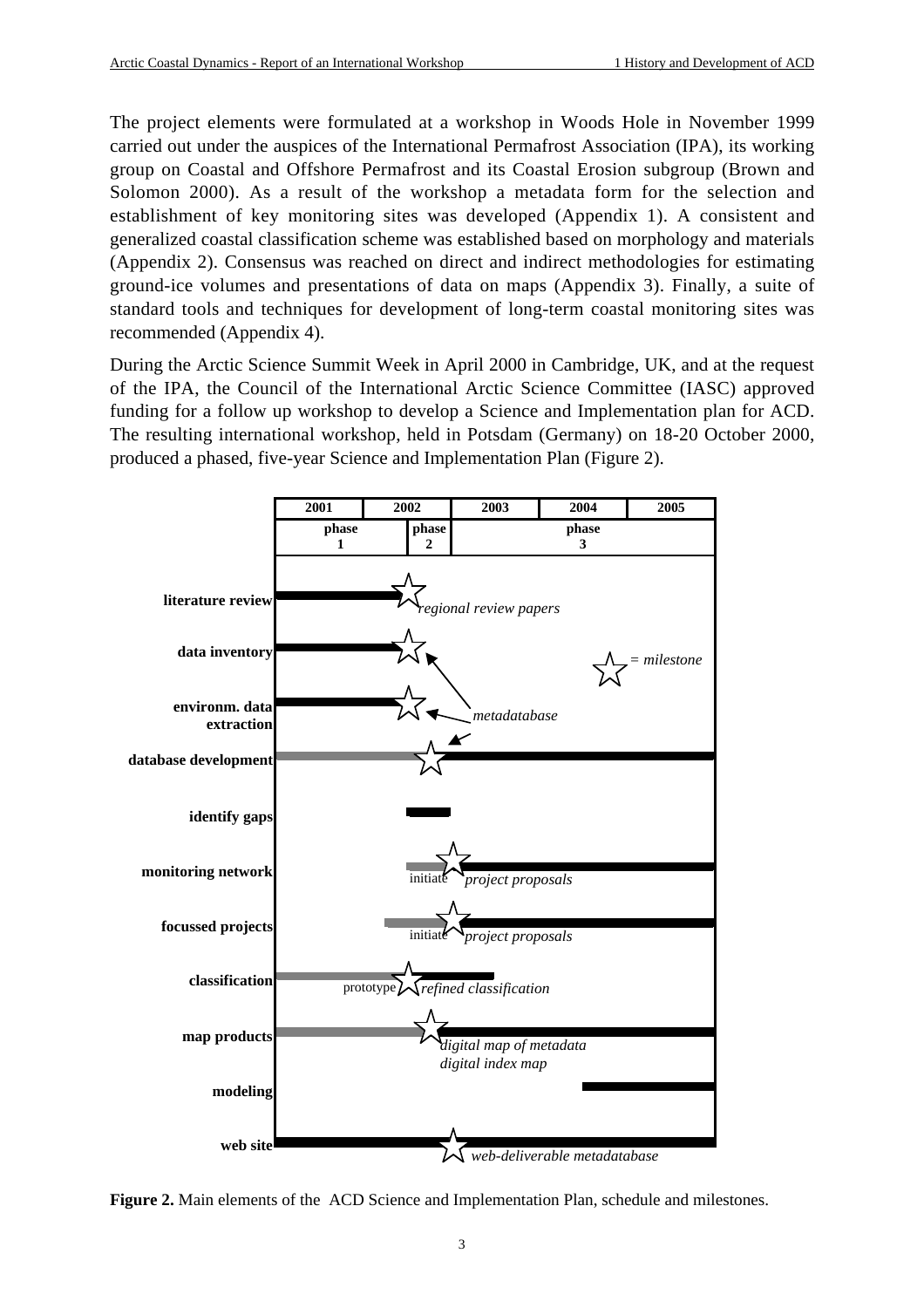The project elements were formulated at a workshop in Woods Hole in November 1999 carried out under the auspices of the International Permafrost Association (IPA), its working group on Coastal and Offshore Permafrost and its Coastal Erosion subgroup (Brown and Solomon 2000). As a result of the workshop a metadata form for the selection and establishment of key monitoring sites was developed (Appendix 1). A consistent and generalized coastal classification scheme was established based on morphology and materials (Appendix 2). Consensus was reached on direct and indirect methodologies for estimating ground-ice volumes and presentations of data on maps (Appendix 3). Finally, a suite of standard tools and techniques for development of long-term coastal monitoring sites was recommended (Appendix 4).

During the Arctic Science Summit Week in April 2000 in Cambridge, UK, and at the request of the IPA, the Council of the International Arctic Science Committee (IASC) approved funding for a follow up workshop to develop a Science and Implementation plan for ACD. The resulting international workshop, held in Potsdam (Germany) on 18-20 October 2000, produced a phased, five-year Science and Implementation Plan (Figure 2).

**Figure 2.** Main elements of the ACD Science and Implementation Plan, schedule and milestones.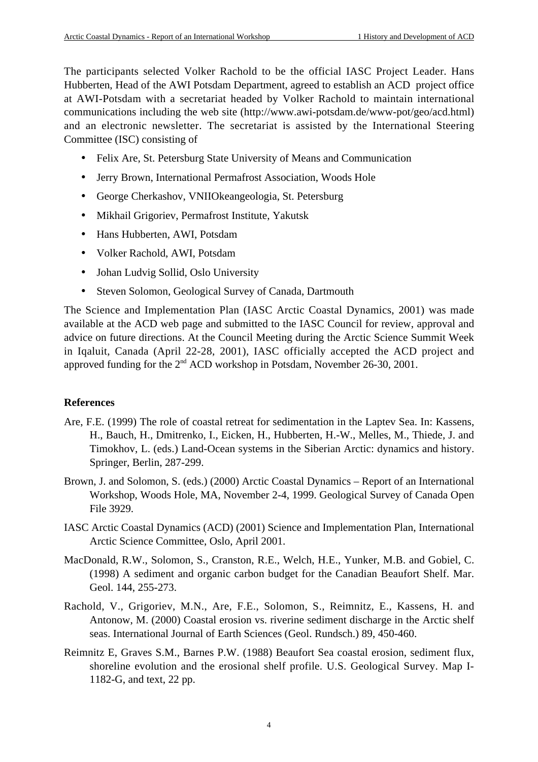The participants selected Volker Rachold to be the official IASC Project Leader. Hans Hubberten, Head of the AWI Potsdam Department, agreed to establish an ACD project office at AWI-Potsdam with a secretariat headed by Volker Rachold to maintain international communications including the web site (http://www.awi-potsdam.de/www-pot/geo/acd.html) and an electronic newsletter. The secretariat is assisted by the International Steering Committee (ISC) consisting of

- Felix Are, St. Petersburg State University of Means and Communication
- Jerry Brown, International Permafrost Association, Woods Hole
- George Cherkashov, VNIIOkeangeologia, St. Petersburg
- Mikhail Grigoriev, Permafrost Institute, Yakutsk
- Hans Hubberten, AWI, Potsdam
- Volker Rachold, AWI, Potsdam
- Johan Ludvig Sollid, Oslo University
- Steven Solomon, Geological Survey of Canada, Dartmouth

The Science and Implementation Plan (IASC Arctic Coastal Dynamics, 2001) was made available at the ACD web page and submitted to the IASC Council for review, approval and advice on future directions. At the Council Meeting during the Arctic Science Summit Week in Iqaluit, Canada (April 22-28, 2001), IASC officially accepted the ACD project and approved funding for the 2nd ACD workshop in Potsdam, November 26-30, 2001.

**References**

Are, F.E. (1999) The role of coastal retreat for sedimentation in the Laptev Sea. In: Kassens, H., Bauch, H., Dmitrenko, I., Eicken, H., Hubberten, H.-W., Melles, M., Thiede, J. and Timokhov, L. (eds.) Land-Ocean systems in the Siberian Arctic: dynamics and history. Springer, Berlin, 287-299.

Brown, J. and Solomon, S. (eds.) (2000) Arctic Coastal Dynamics – Report of an International Workshop, Woods Hole, MA, November 2-4, 1999. Geological Survey of Canada Open File 3929.

IASC Arctic Coastal Dynamics (ACD) (2001) Science and Implementation Plan, International Arctic Science Committee, Oslo, April 2001.

MacDonald, R.W., Solomon, S., Cranston, R.E., Welch, H.E., Yunker, M.B. and Gobiel, C. (1998) A sediment and organic carbon budget for the Canadian Beaufort Shelf. Mar. Geol. 144, 255-273.

Rachold, V., Grigoriev, M.N., Are, F.E., Solomon, S., Reimnitz, E., Kassens, H. and Antonow, M. (2000) Coastal erosion vs. riverine sediment discharge in the Arctic shelf seas. International Journal of Earth Sciences (Geol. Rundsch.) 89, 450-460.

Reimnitz E, Graves S.M., Barnes P.W. (1988) Beaufort Sea coastal erosion, sediment flux, shoreline evolution and the erosional shelf profile. U.S. Geological Survey. Map I-1182-G, and text, 22 pp.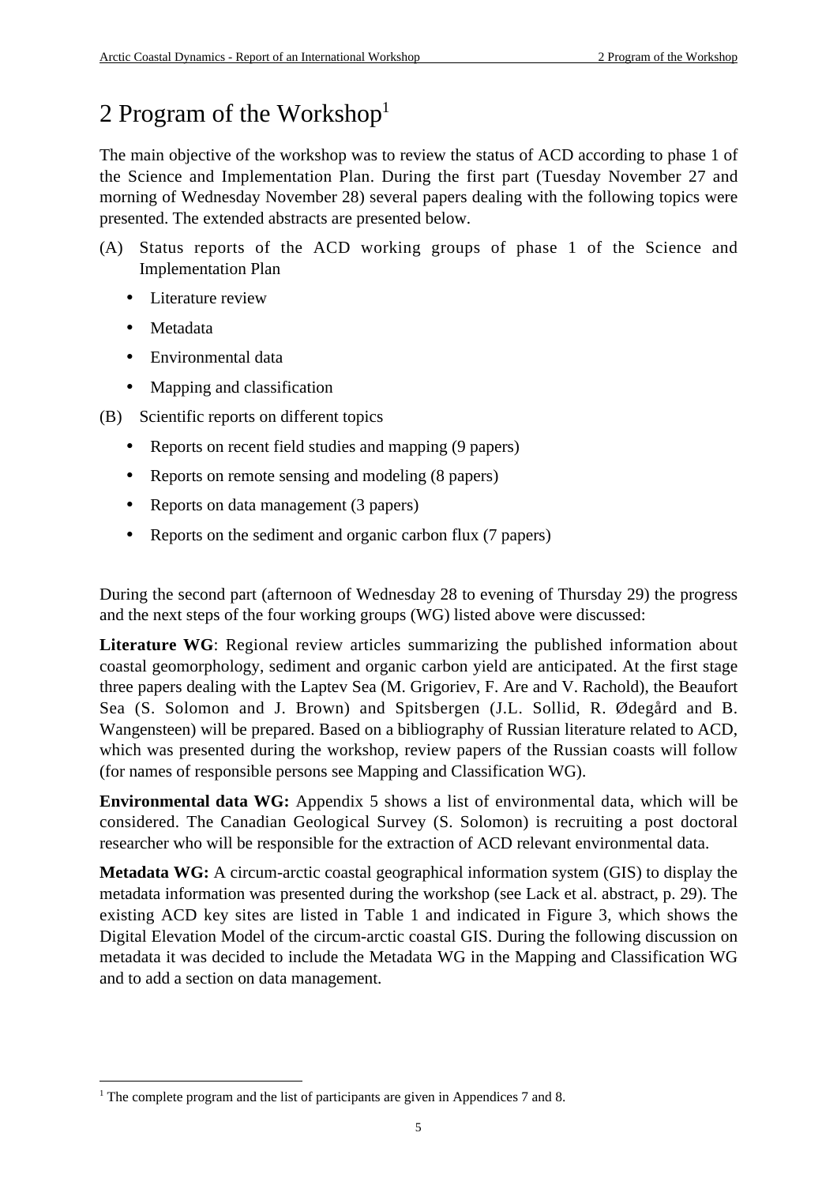# 2 Program of the Workshop[1]

The main objective of the workshop was to review the status of ACD according to phase 1 of the Science and Implementation Plan. During the first part (Tuesday November 27 and morning of Wednesday November 28) several papers dealing with the following topics were presented. The extended abstracts are presented below.

(A) Status reports of the ACD working groups of phase 1 of the Science and Implementation Plan

- Literature review
- Metadata
- Environmental data
- Mapping and classification

(B) Scientific reports on different topics

- Reports on recent field studies and mapping (9 papers)
- Reports on remote sensing and modeling (8 papers)
- Reports on data management (3 papers)
- Reports on the sediment and organic carbon flux (7 papers)

During the second part (afternoon of Wednesday 28 to evening of Thursday 29) the progress and the next steps of the four working groups (WG) listed above were discussed:

**Literature WG**: Regional review articles summarizing the published information about coastal geomorphology, sediment and organic carbon yield are anticipated. At the first stage three papers dealing with the Laptev Sea (M. Grigoriev, F. Are and V. Rachold), the Beaufort Sea (S. Solomon and J. Brown) and Spitsbergen (J.L. Sollid, R. Ødegård and B. Wangensteen) will be prepared. Based on a bibliography of Russian literature related to ACD, which was presented during the workshop, review papers of the Russian coasts will follow (for names of responsible persons see Mapping and Classification WG).

**Environmental data WG:** Appendix 5 shows a list of environmental data, which will be considered. The Canadian Geological Survey (S. Solomon) is recruiting a post doctoral researcher who will be responsible for the extraction of ACD relevant environmental data.

**Metadata WG:** A circum-arctic coastal geographical information system (GIS) to display the metadata information was presented during the workshop (see Lack et al. abstract, p. 29). The existing ACD key sites are listed in Table 1 and indicated in Figure 3, which shows the Digital Elevation Model of the circum-arctic coastal GIS. During the following discussion on metadata it was decided to include the Metadata WG in the Mapping and Classification WG and to add a section on data management.

---

[1] The complete program and the list of participants are given in Appendices 7 and 8.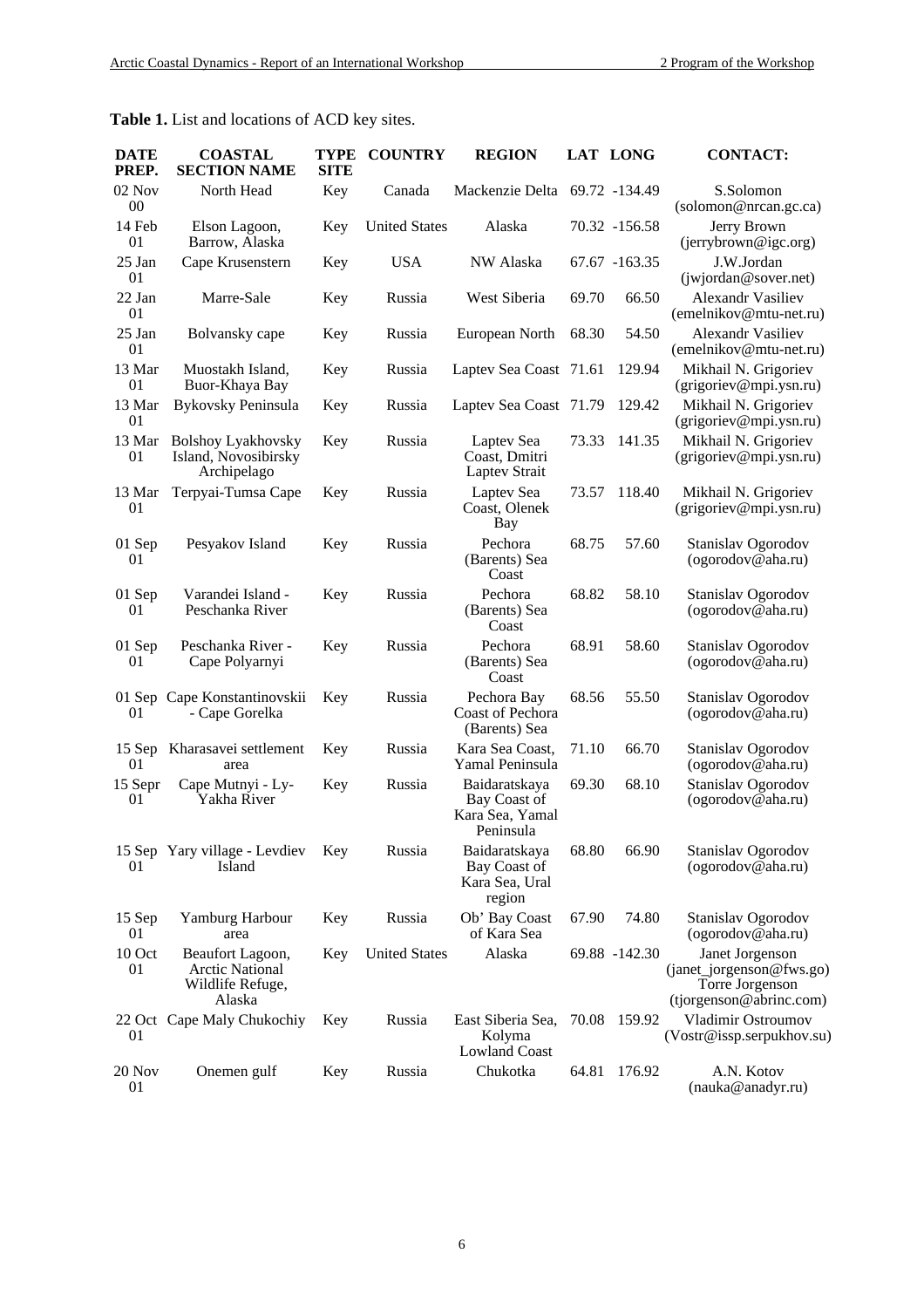**Table 1.** List and locations of ACD key sites.

| DATE PREP. | COASTAL SECTION NAME | TYPE SITE | COUNTRY | REGION | LAT | LONG | CONTACT: |
|---|---|---|---|---|---|---|---|
| 02 Nov 00 | North Head | Key | Canada | Mackenzie Delta | 69.72 | -134.49 | S.Solomon (solomon@nrcan.gc.ca) |
| 14 Feb 01 | Elson Lagoon, Barrow, Alaska | Key | United States | Alaska | 70.32 | -156.58 | Jerry Brown (jerrybrown@igc.org) |
| 25 Jan 01 | Cape Krusenstern | Key | USA | NW Alaska | 67.67 | -163.35 | J.W.Jordan (jwjordan@sover.net) |
| 22 Jan 01 | Marre-Sale | Key | Russia | West Siberia | 69.70 | 66.50 | Alexandr Vasiliev (emelnikov@mtu-net.ru) |
| 25 Jan 01 | Bolvansky cape | Key | Russia | European North | 68.30 | 54.50 | Alexandr Vasiliev (emelnikov@mtu-net.ru) |
| 13 Mar 01 | Muostakh Island, Buor-Khaya Bay | Key | Russia | Laptev Sea Coast | 71.61 | 129.94 | Mikhail N. Grigoriev (grigoriev@mpi.ysn.ru) |
| 13 Mar 01 | Bykovsky Peninsula | Key | Russia | Laptev Sea Coast | 71.79 | 129.42 | Mikhail N. Grigoriev (grigoriev@mpi.ysn.ru) |
| 13 Mar 01 | Bolshoy Lyakhovsky Island, Novosibirsky Archipelago | Key | Russia | Laptev Sea Coast, Dmitri Laptev Strait | 73.33 | 141.35 | Mikhail N. Grigoriev (grigoriev@mpi.ysn.ru) |
| 13 Mar 01 | Terpyai-Tumsa Cape | Key | Russia | Laptev Sea Coast, Olenek Bay | 73.57 | 118.40 | Mikhail N. Grigoriev (grigoriev@mpi.ysn.ru) |
| 01 Sep 01 | Pesyakov Island | Key | Russia | Pechora (Barents) Sea Coast | 68.75 | 57.60 | Stanislav Ogorodov (ogorodov@aha.ru) |
| 01 Sep 01 | Varandei Island - Peschanka River | Key | Russia | Pechora (Barents) Sea Coast | 68.82 | 58.10 | Stanislav Ogorodov (ogorodov@aha.ru) |
| 01 Sep 01 | Peschanka River - Cape Polyarnyi | Key | Russia | Pechora (Barents) Sea Coast | 68.91 | 58.60 | Stanislav Ogorodov (ogorodov@aha.ru) |
| 01 Sep 01 | Cape Konstantinovskii - Cape Gorelka | Key | Russia | Pechora Bay Coast of Pechora (Barents) Sea | 68.56 | 55.50 | Stanislav Ogorodov (ogorodov@aha.ru) |
| 15 Sep 01 | Kharasavei settlement area | Key | Russia | Kara Sea Coast, Yamal Peninsula | 71.10 | 66.70 | Stanislav Ogorodov (ogorodov@aha.ru) |
| 15 Sepr 01 | Cape Mutnyi - Ly-Yakha River | Key | Russia | Baidaratskaya Bay Coast of Kara Sea, Yamal Peninsula | 69.30 | 68.10 | Stanislav Ogorodov (ogorodov@aha.ru) |
| 15 Sep 01 | Yary village - Levdiev Island | Key | Russia | Baidaratskaya Bay Coast of Kara Sea, Ural region | 68.80 | 66.90 | Stanislav Ogorodov (ogorodov@aha.ru) |
| 15 Sep 01 | Yamburg Harbour area | Key | Russia | Ob' Bay Coast of Kara Sea | 67.90 | 74.80 | Stanislav Ogorodov (ogorodov@aha.ru) |
| 10 Oct 01 | Beaufort Lagoon, Arctic National Wildlife Refuge, Alaska | Key | United States | Alaska | 69.88 | -142.30 | Janet Jorgenson (janet_jorgenson@fws.go) Torre Jorgenson (tjorgenson@abrinc.com) |
| 22 Oct 01 | Cape Maly Chukochiy | Key | Russia | East Siberia Sea, Kolyma Lowland Coast | 70.08 | 159.92 | Vladimir Ostroumov (Vostr@issp.serpukhov.su) |
| 20 Nov 01 | Onemen gulf | Key | Russia | Chukotka | 64.81 | 176.92 | A.N. Kotov (nauka@anadyr.ru) |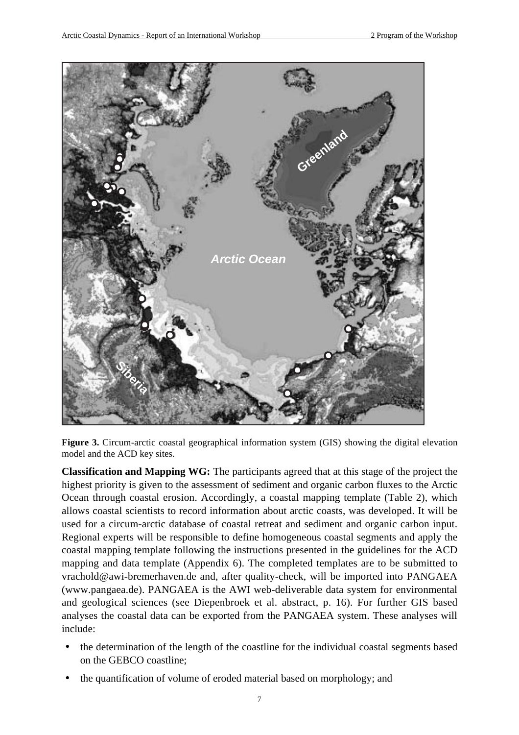**Figure 3.** Circum-arctic coastal geographical information system (GIS) showing the digital elevation model and the ACD key sites.

**Classification and Mapping WG:** The participants agreed that at this stage of the project the highest priority is given to the assessment of sediment and organic carbon fluxes to the Arctic Ocean through coastal erosion. Accordingly, a coastal mapping template (Table 2), which allows coastal scientists to record information about arctic coasts, was developed. It will be used for a circum-arctic database of coastal retreat and sediment and organic carbon input. Regional experts will be responsible to define homogeneous coastal segments and apply the coastal mapping template following the instructions presented in the guidelines for the ACD mapping and data template (Appendix 6). The completed templates are to be submitted to vrachold@awi-bremerhaven.de and, after quality-check, will be imported into PANGAEA (www.pangaea.de). PANGAEA is the AWI web-deliverable data system for environmental and geological sciences (see Diepenbroek et al. abstract, p. 16). For further GIS based analyses the coastal data can be exported from the PANGAEA system. These analyses will include:

- the determination of the length of the coastline for the individual coastal segments based on the GEBCO coastline;
- the quantification of volume of eroded material based on morphology; and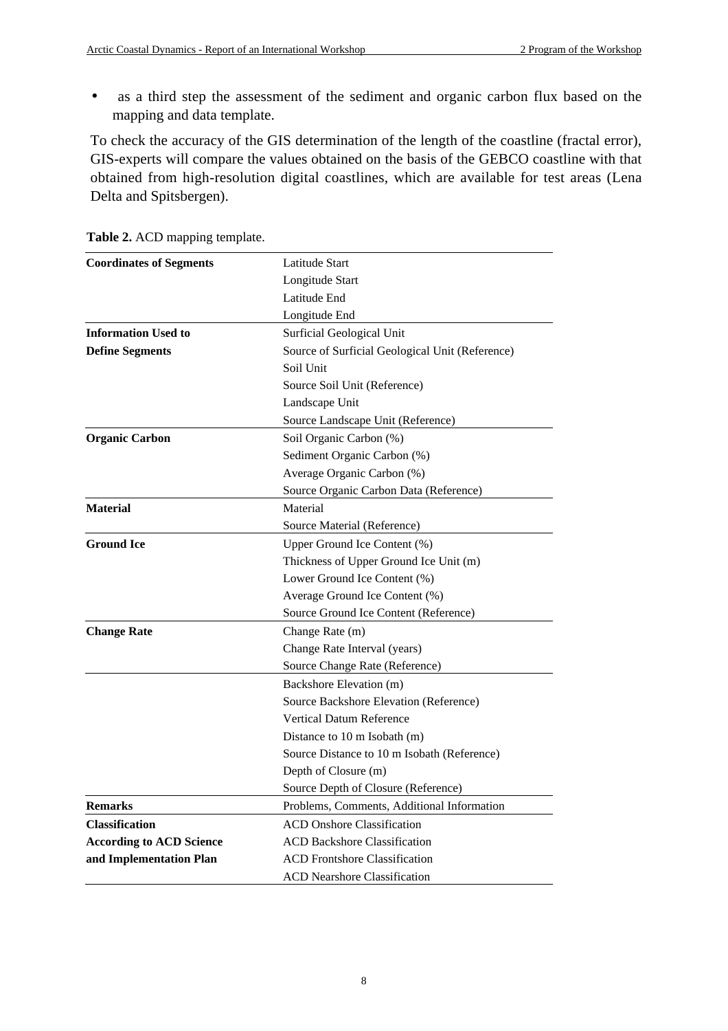- as a third step the assessment of the sediment and organic carbon flux based on the mapping and data template.

To check the accuracy of the GIS determination of the length of the coastline (fractal error), GIS-experts will compare the values obtained on the basis of the GEBCO coastline with that obtained from high-resolution digital coastlines, which are available for test areas (Lena Delta and Spitsbergen).

**Table 2.** ACD mapping template.

| | |
|---|---|
| **Coordinates of Segments** | Latitude Start |
| | Longitude Start |
| | Latitude End |
| | Longitude End |
| **Information Used to Define Segments** | Surficial Geological Unit |
| | Source of Surficial Geological Unit (Reference) |
| | Soil Unit |
| | Source Soil Unit (Reference) |
| | Landscape Unit |
| | Source Landscape Unit (Reference) |
| **Organic Carbon** | Soil Organic Carbon (%) |
| | Sediment Organic Carbon (%) |
| | Average Organic Carbon (%) |
| | Source Organic Carbon Data (Reference) |
| **Material** | Material |
| | Source Material (Reference) |
| **Ground Ice** | Upper Ground Ice Content (%) |
| | Thickness of Upper Ground Ice Unit (m) |
| | Lower Ground Ice Content (%) |
| | Average Ground Ice Content (%) |
| | Source Ground Ice Content (Reference) |
| **Change Rate** | Change Rate (m) |
| | Change Rate Interval (years) |
| | Source Change Rate (Reference) |
| | Backshore Elevation (m) |
| | Source Backshore Elevation (Reference) |
| | Vertical Datum Reference |
| | Distance to 10 m Isobath (m) |
| | Source Distance to 10 m Isobath (Reference) |
| | Depth of Closure (m) |
| | Source Depth of Closure (Reference) |
| **Remarks** | Problems, Comments, Additional Information |
| **Classification According to ACD Science and Implementation Plan** | ACD Onshore Classification |
| | ACD Backshore Classification |
| | ACD Frontshore Classification |
| | ACD Nearshore Classification |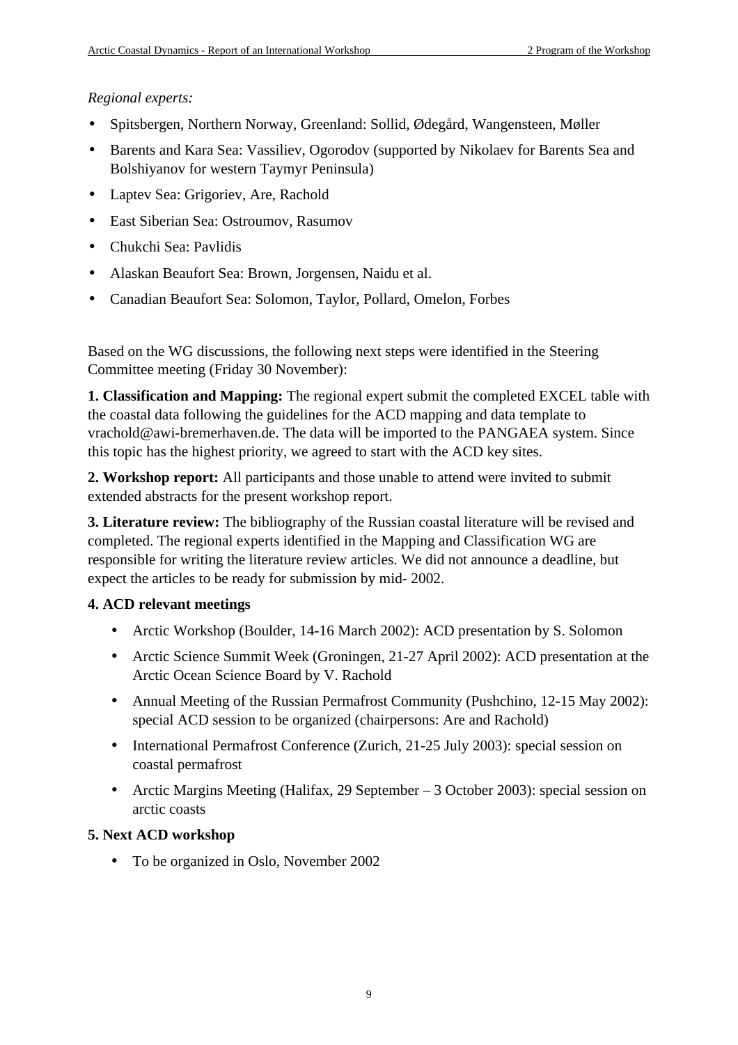*Regional experts:*

- Spitsbergen, Northern Norway, Greenland: Sollid, Ødegård, Wangensteen, Møller
- Barents and Kara Sea: Vassiliev, Ogorodov (supported by Nikolaev for Barents Sea and Bolshiyanov for western Taymyr Peninsula)
- Laptev Sea: Grigoriev, Are, Rachold
- East Siberian Sea: Ostroumov, Rasumov
- Chukchi Sea: Pavlidis
- Alaskan Beaufort Sea: Brown, Jorgensen, Naidu et al.
- Canadian Beaufort Sea: Solomon, Taylor, Pollard, Omelon, Forbes

Based on the WG discussions, the following next steps were identified in the Steering Committee meeting (Friday 30 November):

**1. Classification and Mapping:** The regional expert submit the completed EXCEL table with the coastal data following the guidelines for the ACD mapping and data template to vrachold@awi-bremerhaven.de. The data will be imported to the PANGAEA system. Since this topic has the highest priority, we agreed to start with the ACD key sites.

**2. Workshop report:** All participants and those unable to attend were invited to submit extended abstracts for the present workshop report.

**3. Literature review:** The bibliography of the Russian coastal literature will be revised and completed. The regional experts identified in the Mapping and Classification WG are responsible for writing the literature review articles. We did not announce a deadline, but expect the articles to be ready for submission by mid- 2002.

**4. ACD relevant meetings**

- Arctic Workshop (Boulder, 14-16 March 2002): ACD presentation by S. Solomon
- Arctic Science Summit Week (Groningen, 21-27 April 2002): ACD presentation at the Arctic Ocean Science Board by V. Rachold
- Annual Meeting of the Russian Permafrost Community (Pushchino, 12-15 May 2002): special ACD session to be organized (chairpersons: Are and Rachold)
- International Permafrost Conference (Zurich, 21-25 July 2003): special session on coastal permafrost
- Arctic Margins Meeting (Halifax, 29 September – 3 October 2003): special session on arctic coasts

**5. Next ACD workshop**

- To be organized in Oslo, November 2002